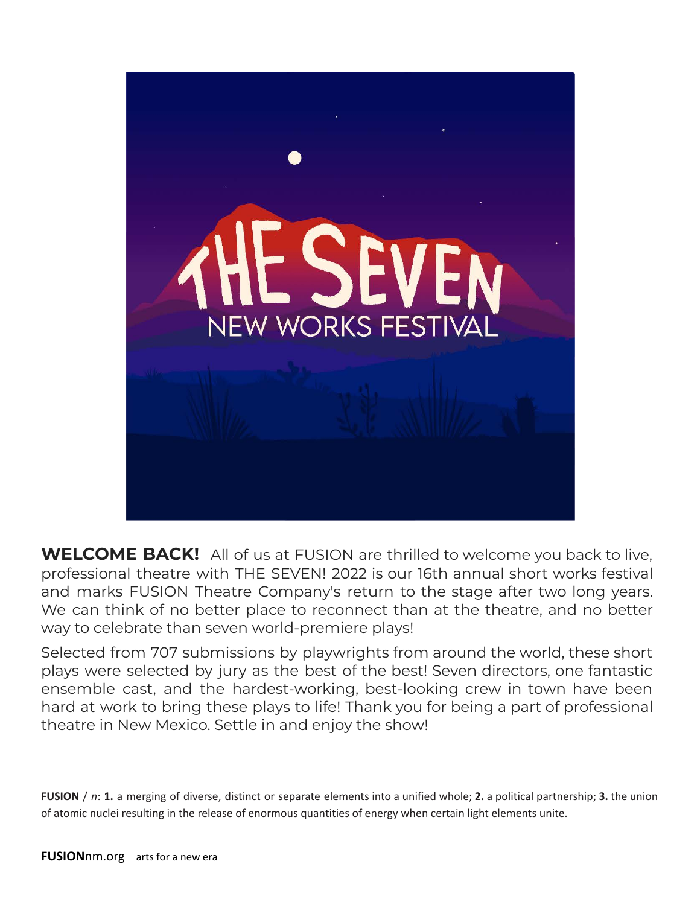# THE SEVEN

## NEW WORKS FESTIVAL

**WELCOME BACK!** All of us at FUSION are thrilled to welcome you back to live, professional theatre with THE SEVEN! 2022 is our 16th annual short works festival and marks FUSION Theatre Company's return to the stage after two long years. We can think of no better place to reconnect than at the theatre, and no better way to celebrate than seven world-premiere plays!

Selected from 707 submissions by playwrights from around the world, these short plays were selected by jury as the best of the best! Seven directors, one fantastic ensemble cast, and the hardest-working, best-looking crew in town have been hard at work to bring these plays to life! Thank you for being a part of professional theatre in New Mexico. Settle in and enjoy the show!

**FUSION** / *n*: **1.** a merging of diverse, distinct or separate elements into a unified whole; **2.** a political partnership; **3.** the union of atomic nuclei resulting in the release of enormous quantities of energy when certain light elements unite.

**FUSION**nm.org arts for a new era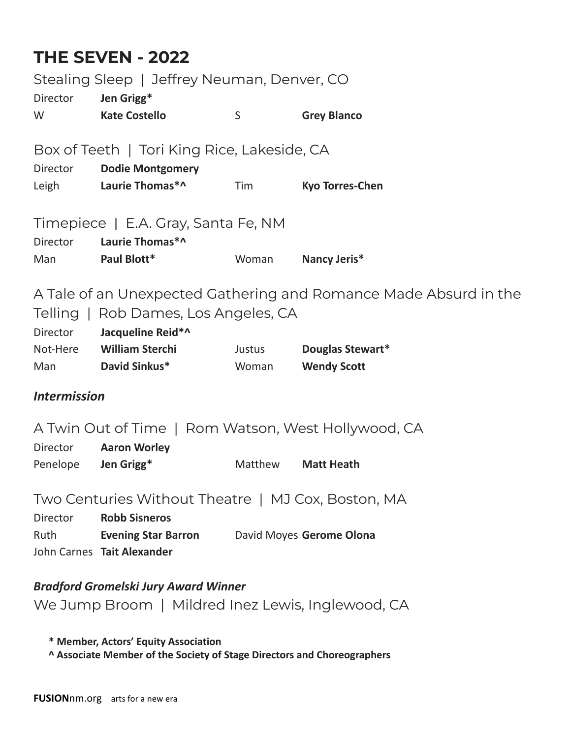# THE SEVEN - 2022

## Stealing Sleep | Jeffrey Neuman, Denver, CO

| | | | |
|---|---|---|---|
| Director | **Jen Grigg*** | | |
| W | **Kate Costello** | S | **Grey Blanco** |

## Box of Teeth | Tori King Rice, Lakeside, CA

| | | | |
|---|---|---|---|
| Director | **Dodie Montgomery** | | |
| Leigh | **Laurie Thomas*^** | Tim | **Kyo Torres-Chen** |

## Timepiece | E.A. Gray, Santa Fe, NM

| | | | |
|---|---|---|---|
| Director | **Laurie Thomas*^** | | |
| Man | **Paul Blott*** | Woman | **Nancy Jeris*** |

## A Tale of an Unexpected Gathering and Romance Made Absurd in the Telling | Rob Dames, Los Angeles, CA

| | | | |
|---|---|---|---|
| Director | **Jacqueline Reid*^** | | |
| Not-Here | **William Sterchi** | Justus | **Douglas Stewart*** |
| Man | **David Sinkus*** | Woman | **Wendy Scott** |

***Intermission***

## A Twin Out of Time | Rom Watson, West Hollywood, CA

| | | | |
|---|---|---|---|
| Director | **Aaron Worley** | | |
| Penelope | **Jen Grigg*** | Matthew | **Matt Heath** |

## Two Centuries Without Theatre | MJ Cox, Boston, MA

| | | | |
|---|---|---|---|
| Director | **Robb Sisneros** | | |
| Ruth | **Evening Star Barron** | David Moyes | **Gerome Olona** |
| John Carnes | **Tait Alexander** | | |

***Bradford Gromelski Jury Award Winner***

## We Jump Broom | Mildred Inez Lewis, Inglewood, CA

**\* Member, Actors' Equity Association**

**^ Associate Member of the Society of Stage Directors and Choreographers**

**FUSION**nm.org arts for a new era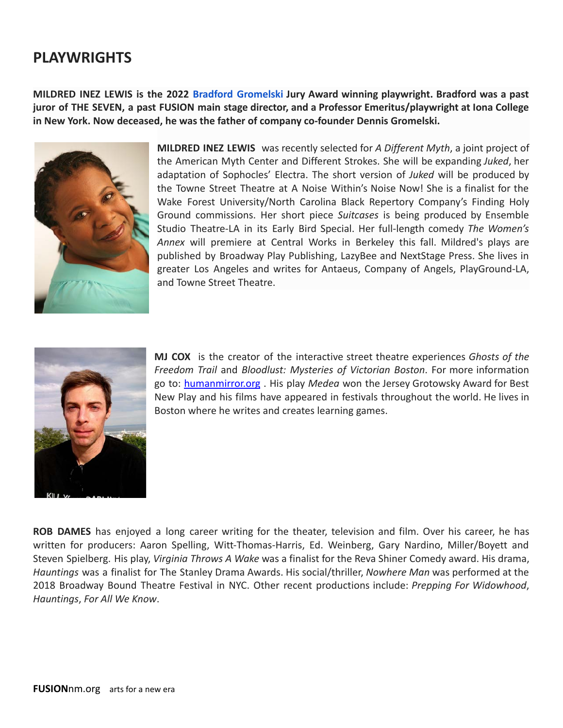## PLAYWRIGHTS

**MILDRED INEZ LEWIS is the 2022 Bradford Gromelski Jury Award winning playwright. Bradford was a past juror of THE SEVEN, a past FUSION main stage director, and a Professor Emeritus/playwright at Iona College in New York. Now deceased, he was the father of company co-founder Dennis Gromelski.**

**MILDRED INEZ LEWIS** was recently selected for *A Different Myth*, a joint project of the American Myth Center and Different Strokes. She will be expanding *Juked*, her adaptation of Sophocles' Electra. The short version of *Juked* will be produced by the Towne Street Theatre at A Noise Within's Noise Now! She is a finalist for the Wake Forest University/North Carolina Black Repertory Company's Finding Holy Ground commissions. Her short piece *Suitcases* is being produced by Ensemble Studio Theatre-LA in its Early Bird Special. Her full-length comedy *The Women's Annex* will premiere at Central Works in Berkeley this fall. Mildred's plays are published by Broadway Play Publishing, LazyBee and NextStage Press. She lives in greater Los Angeles and writes for Antaeus, Company of Angels, PlayGround-LA, and Towne Street Theatre.

**MJ COX** is the creator of the interactive street theatre experiences *Ghosts of the Freedom Trail* and *Bloodlust: Mysteries of Victorian Boston*. For more information go to: humanmirror.org . His play *Medea* won the Jersey Grotowsky Award for Best New Play and his films have appeared in festivals throughout the world. He lives in Boston where he writes and creates learning games.

**ROB DAMES** has enjoyed a long career writing for the theater, television and film. Over his career, he has written for producers: Aaron Spelling, Witt-Thomas-Harris, Ed. Weinberg, Gary Nardino, Miller/Boyett and Steven Spielberg. His play, *Virginia Throws A Wake* was a finalist for the Reva Shiner Comedy award. His drama, *Hauntings* was a finalist for The Stanley Drama Awards. His social/thriller, *Nowhere Man* was performed at the 2018 Broadway Bound Theatre Festival in NYC. Other recent productions include: *Prepping For Widowhood*, *Hauntings*, *For All We Know*.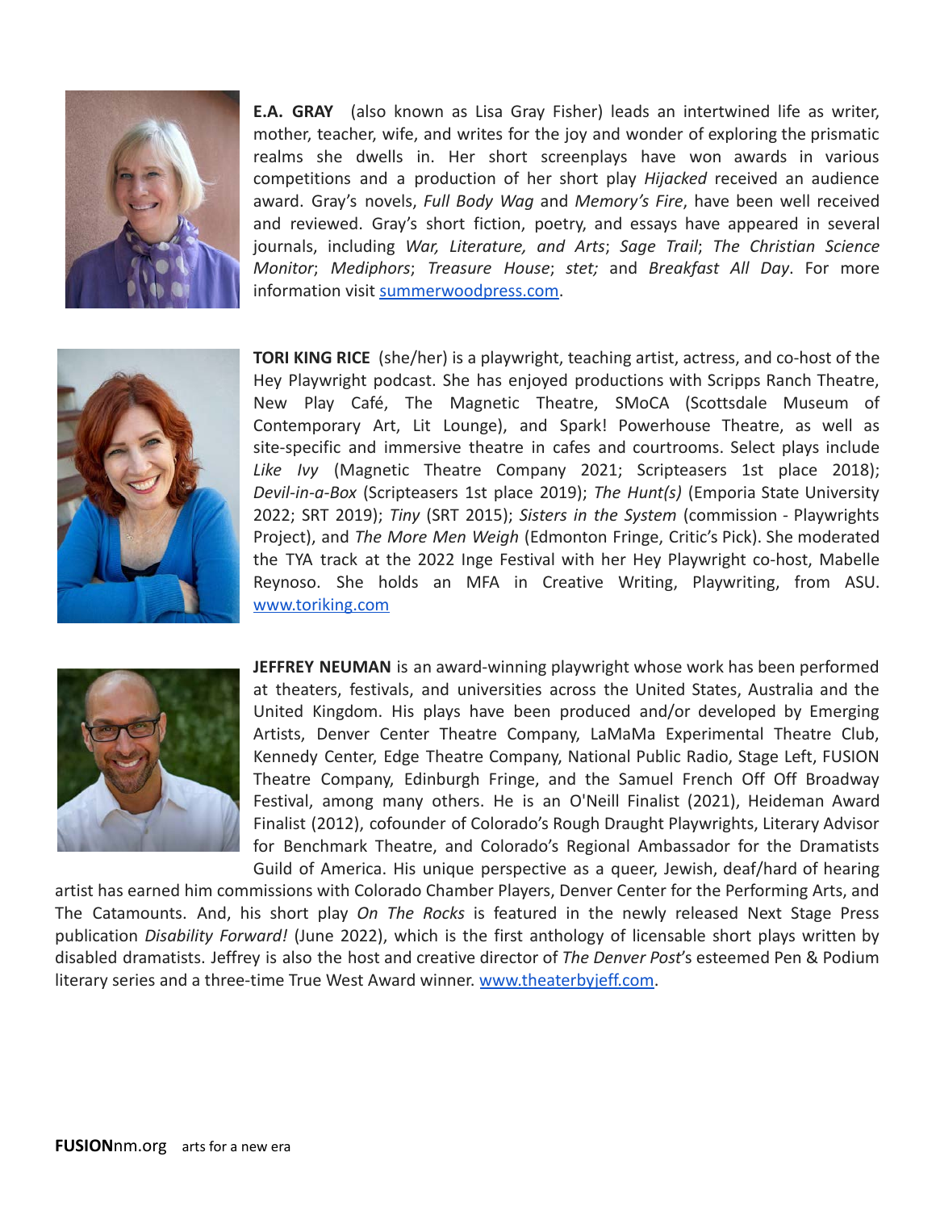**E.A. GRAY** (also known as Lisa Gray Fisher) leads an intertwined life as writer, mother, teacher, wife, and writes for the joy and wonder of exploring the prismatic realms she dwells in. Her short screenplays have won awards in various competitions and a production of her short play *Hijacked* received an audience award. Gray's novels, *Full Body Wag* and *Memory's Fire*, have been well received and reviewed. Gray's short fiction, poetry, and essays have appeared in several journals, including *War, Literature, and Arts*; *Sage Trail*; *The Christian Science Monitor*; *Mediphors*; *Treasure House*; *stet;* and *Breakfast All Day*. For more information visit summerwoodpress.com.

**TORI KING RICE** (she/her) is a playwright, teaching artist, actress, and co-host of the Hey Playwright podcast. She has enjoyed productions with Scripps Ranch Theatre, New Play Café, The Magnetic Theatre, SMoCA (Scottsdale Museum of Contemporary Art, Lit Lounge), and Spark! Powerhouse Theatre, as well as site-specific and immersive theatre in cafes and courtrooms. Select plays include *Like Ivy* (Magnetic Theatre Company 2021; Scripteasers 1st place 2018); *Devil-in-a-Box* (Scripteasers 1st place 2019); *The Hunt(s)* (Emporia State University 2022; SRT 2019); *Tiny* (SRT 2015); *Sisters in the System* (commission - Playwrights Project), and *The More Men Weigh* (Edmonton Fringe, Critic's Pick). She moderated the TYA track at the 2022 Inge Festival with her Hey Playwright co-host, Mabelle Reynoso. She holds an MFA in Creative Writing, Playwriting, from ASU. www.toriking.com

**JEFFREY NEUMAN** is an award-winning playwright whose work has been performed at theaters, festivals, and universities across the United States, Australia and the United Kingdom. His plays have been produced and/or developed by Emerging Artists, Denver Center Theatre Company, LaMaMa Experimental Theatre Club, Kennedy Center, Edge Theatre Company, National Public Radio, Stage Left, FUSION Theatre Company, Edinburgh Fringe, and the Samuel French Off Off Broadway Festival, among many others. He is an O'Neill Finalist (2021), Heideman Award Finalist (2012), cofounder of Colorado's Rough Draught Playwrights, Literary Advisor for Benchmark Theatre, and Colorado's Regional Ambassador for the Dramatists Guild of America. His unique perspective as a queer, Jewish, deaf/hard of hearing artist has earned him commissions with Colorado Chamber Players, Denver Center for the Performing Arts, and The Catamounts. And, his short play *On The Rocks* is featured in the newly released Next Stage Press publication *Disability Forward!* (June 2022), which is the first anthology of licensable short plays written by disabled dramatists. Jeffrey is also the host and creative director of *The Denver Post*'s esteemed Pen & Podium literary series and a three-time True West Award winner. www.theaterbyjeff.com.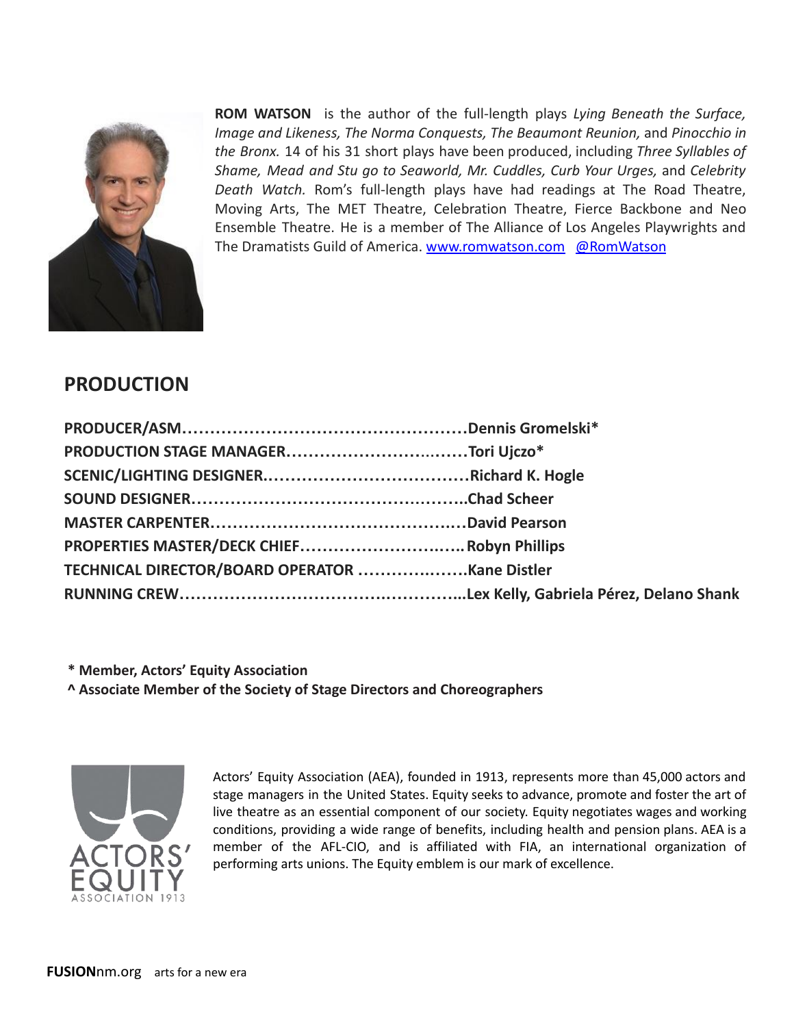**ROM WATSON** is the author of the full-length plays *Lying Beneath the Surface, Image and Likeness, The Norma Conquests, The Beaumont Reunion,* and *Pinocchio in the Bronx.* 14 of his 31 short plays have been produced, including *Three Syllables of Shame, Mead and Stu go to Seaworld, Mr. Cuddles, Curb Your Urges,* and *Celebrity Death Watch.* Rom's full-length plays have had readings at The Road Theatre, Moving Arts, The MET Theatre, Celebration Theatre, Fierce Backbone and Neo Ensemble Theatre. He is a member of The Alliance of Los Angeles Playwrights and The Dramatists Guild of America. www.romwatson.com @RomWatson

## PRODUCTION

**PRODUCER/ASM……………………………………………Dennis Gromelski***
**PRODUCTION STAGE MANAGER……………………………Tori Ujczo***
**SCENIC/LIGHTING DESIGNER………………………………Richard K. Hogle**
**SOUND DESIGNER…………………………………………..Chad Scheer**
**MASTER CARPENTER………………………………………David Pearson**
**PROPERTIES MASTER/DECK CHIEF…………………………Robyn Phillips**
**TECHNICAL DIRECTOR/BOARD OPERATOR ………………Kane Distler**
**RUNNING CREW……………………………………………..Lex Kelly, Gabriela Pérez, Delano Shank**

**\* Member, Actors' Equity Association**
**^ Associate Member of the Society of Stage Directors and Choreographers**

Actors' Equity Association (AEA), founded in 1913, represents more than 45,000 actors and stage managers in the United States. Equity seeks to advance, promote and foster the art of live theatre as an essential component of our society. Equity negotiates wages and working conditions, providing a wide range of benefits, including health and pension plans. AEA is a member of the AFL-CIO, and is affiliated with FIA, an international organization of performing arts unions. The Equity emblem is our mark of excellence.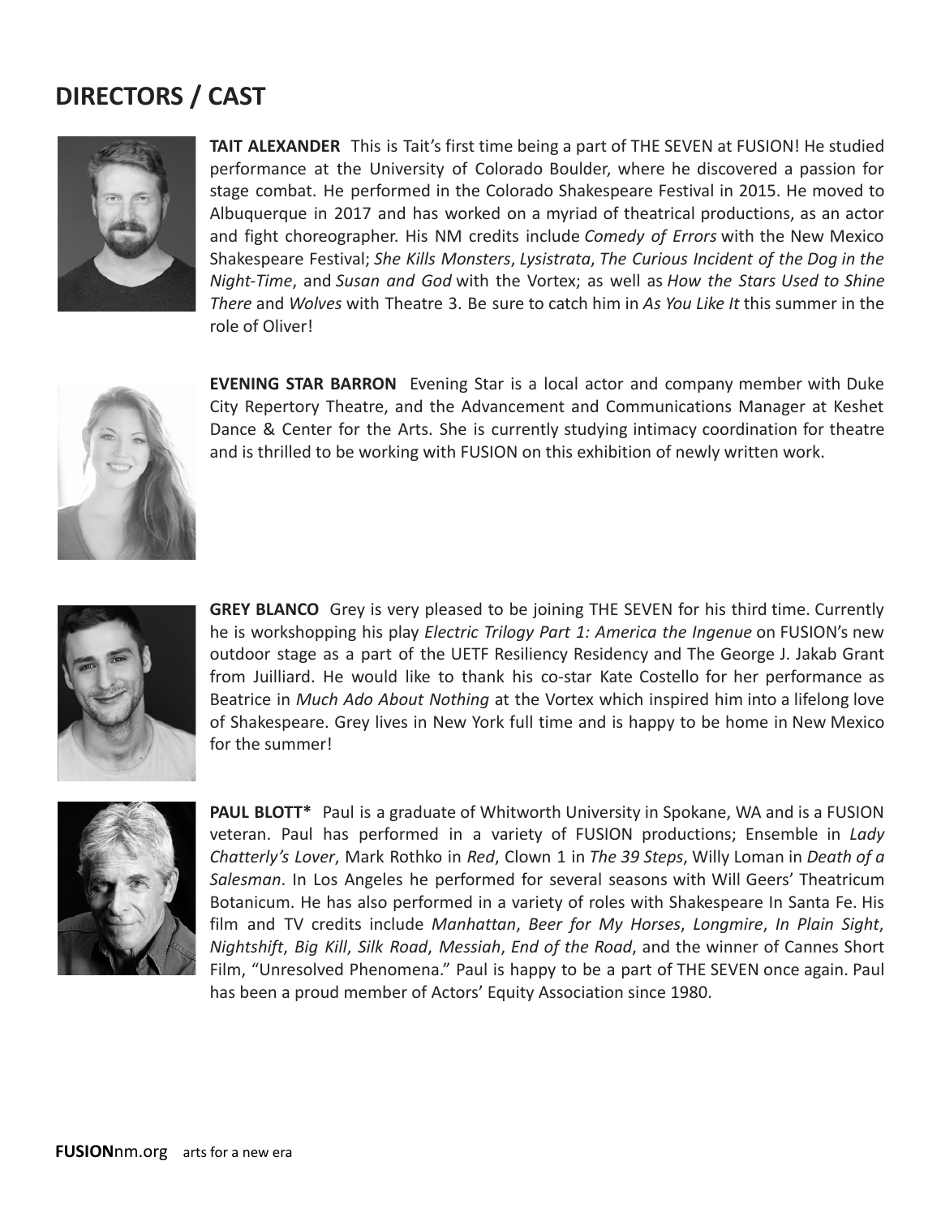# DIRECTORS / CAST

**TAIT ALEXANDER** This is Tait's first time being a part of THE SEVEN at FUSION! He studied performance at the University of Colorado Boulder, where he discovered a passion for stage combat. He performed in the Colorado Shakespeare Festival in 2015. He moved to Albuquerque in 2017 and has worked on a myriad of theatrical productions, as an actor and fight choreographer. His NM credits include *Comedy of Errors* with the New Mexico Shakespeare Festival; *She Kills Monsters*, *Lysistrata*, *The Curious Incident of the Dog in the Night-Time*, and *Susan and God* with the Vortex; as well as *How the Stars Used to Shine There* and *Wolves* with Theatre 3. Be sure to catch him in *As You Like It* this summer in the role of Oliver!

**EVENING STAR BARRON** Evening Star is a local actor and company member with Duke City Repertory Theatre, and the Advancement and Communications Manager at Keshet Dance & Center for the Arts. She is currently studying intimacy coordination for theatre and is thrilled to be working with FUSION on this exhibition of newly written work.

**GREY BLANCO** Grey is very pleased to be joining THE SEVEN for his third time. Currently he is workshopping his play *Electric Trilogy Part 1: America the Ingenue* on FUSION's new outdoor stage as a part of the UETF Resiliency Residency and The George J. Jakab Grant from Juilliard. He would like to thank his co-star Kate Costello for her performance as Beatrice in *Much Ado About Nothing* at the Vortex which inspired him into a lifelong love of Shakespeare. Grey lives in New York full time and is happy to be home in New Mexico for the summer!

**PAUL BLOTT*** Paul is a graduate of Whitworth University in Spokane, WA and is a FUSION veteran. Paul has performed in a variety of FUSION productions; Ensemble in *Lady Chatterly's Lover*, Mark Rothko in *Red*, Clown 1 in *The 39 Steps*, Willy Loman in *Death of a Salesman*. In Los Angeles he performed for several seasons with Will Geers' Theatricum Botanicum. He has also performed in a variety of roles with Shakespeare In Santa Fe. His film and TV credits include *Manhattan*, *Beer for My Horses*, *Longmire*, *In Plain Sight*, *Nightshift*, *Big Kill*, *Silk Road*, *Messiah*, *End of the Road*, and the winner of Cannes Short Film, "Unresolved Phenomena." Paul is happy to be a part of THE SEVEN once again. Paul has been a proud member of Actors' Equity Association since 1980.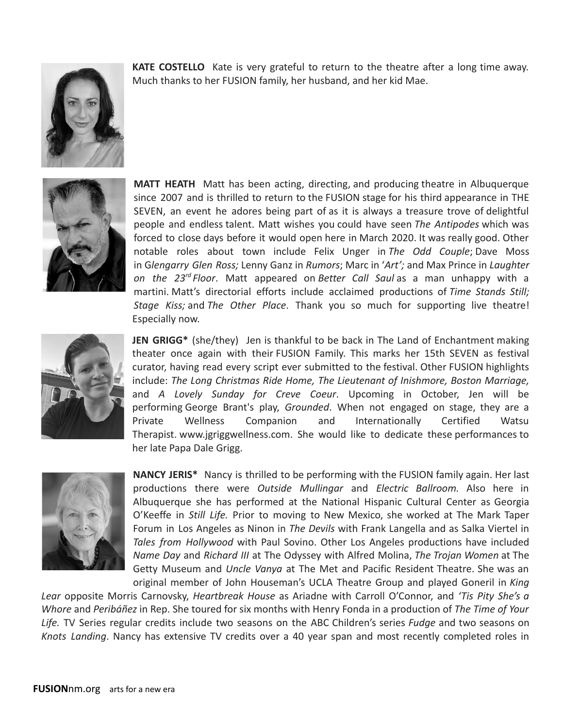**KATE COSTELLO** Kate is very grateful to return to the theatre after a long time away. Much thanks to her FUSION family, her husband, and her kid Mae.

**MATT HEATH** Matt has been acting, directing, and producing theatre in Albuquerque since 2007 and is thrilled to return to the FUSION stage for his third appearance in THE SEVEN, an event he adores being part of as it is always a treasure trove of delightful people and endless talent. Matt wishes you could have seen *The Antipodes* which was forced to close days before it would open here in March 2020. It was really good. Other notable roles about town include Felix Unger in *The Odd Couple*; Dave Moss in G*lengarry Glen Ross;* Lenny Ganz in *Rumors*; Marc in '*Art';* and Max Prince in *Laughter on the 23rd Floor*. Matt appeared on *Better Call Saul* as a man unhappy with a martini. Matt's directorial efforts include acclaimed productions of *Time Stands Still; Stage Kiss;* and *The Other Place*. Thank you so much for supporting live theatre! Especially now.

**JEN GRIGG*** (she/they) Jen is thankful to be back in The Land of Enchantment making theater once again with their FUSION Family. This marks her 15th SEVEN as festival curator, having read every script ever submitted to the festival. Other FUSION highlights include: *The Long Christmas Ride Home, The Lieutenant of Inishmore, Boston Marriage,* and *A Lovely Sunday for Creve Coeur*. Upcoming in October, Jen will be performing George Brant's play, *Grounded*. When not engaged on stage, they are a Private Wellness Companion and Internationally Certified Watsu Therapist. www.jgriggwellness.com. She would like to dedicate these performances to her late Papa Dale Grigg.

**NANCY JERIS*** Nancy is thrilled to be performing with the FUSION family again. Her last productions there were *Outside Mullingar* and *Electric Ballroom.* Also here in Albuquerque she has performed at the National Hispanic Cultural Center as Georgia O'Keeffe in *Still Life.* Prior to moving to New Mexico, she worked at The Mark Taper Forum in Los Angeles as Ninon in *The Devils* with Frank Langella and as Salka Viertel in *Tales from Hollywood* with Paul Sovino. Other Los Angeles productions have included *Name Day* and *Richard III* at The Odyssey with Alfred Molina, *The Trojan Women* at The Getty Museum and *Uncle Vanya* at The Met and Pacific Resident Theatre. She was an original member of John Houseman's UCLA Theatre Group and played Goneril in *King Lear* opposite Morris Carnovsky, *Heartbreak House* as Ariadne with Carroll O'Connor, and *'Tis Pity She's a Whore* and *Peribáñez* in Rep. She toured for six months with Henry Fonda in a production of *The Time of Your Life.* TV Series regular credits include two seasons on the ABC Children's series *Fudge* and two seasons on *Knots Landing*. Nancy has extensive TV credits over a 40 year span and most recently completed roles in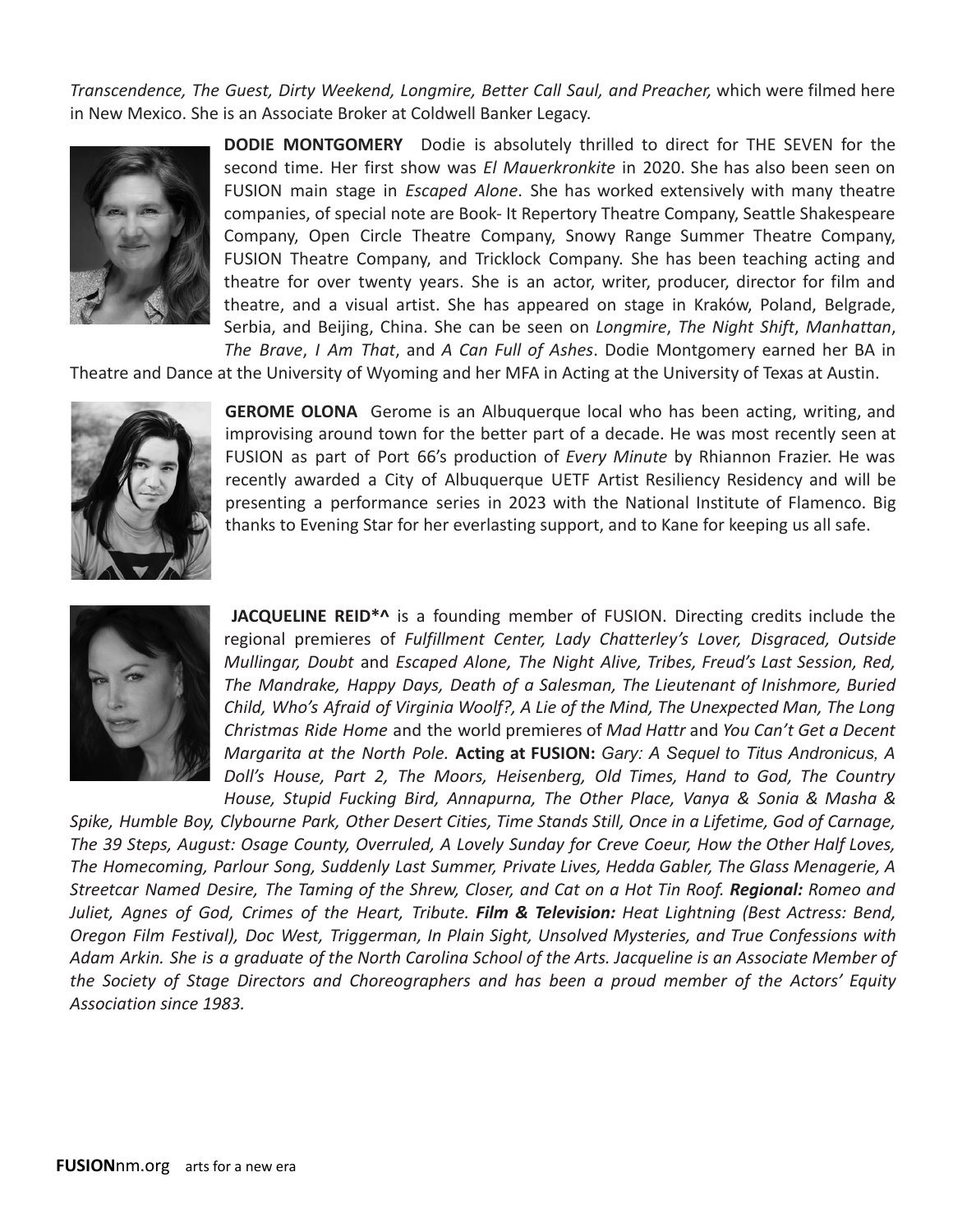*Transcendence, The Guest, Dirty Weekend, Longmire, Better Call Saul, and Preacher,* which were filmed here in New Mexico. She is an Associate Broker at Coldwell Banker Legacy.

**DODIE MONTGOMERY** Dodie is absolutely thrilled to direct for THE SEVEN for the second time. Her first show was *El Mauerkronkite* in 2020. She has also been seen on FUSION main stage in *Escaped Alone*. She has worked extensively with many theatre companies, of special note are Book- It Repertory Theatre Company, Seattle Shakespeare Company, Open Circle Theatre Company, Snowy Range Summer Theatre Company, FUSION Theatre Company, and Tricklock Company. She has been teaching acting and theatre for over twenty years. She is an actor, writer, producer, director for film and theatre, and a visual artist. She has appeared on stage in Kraków, Poland, Belgrade, Serbia, and Beijing, China. She can be seen on *Longmire*, *The Night Shift*, *Manhattan*, *The Brave*, *I Am That*, and *A Can Full of Ashes*. Dodie Montgomery earned her BA in Theatre and Dance at the University of Wyoming and her MFA in Acting at the University of Texas at Austin.

**GEROME OLONA** Gerome is an Albuquerque local who has been acting, writing, and improvising around town for the better part of a decade. He was most recently seen at FUSION as part of Port 66's production of *Every Minute* by Rhiannon Frazier. He was recently awarded a City of Albuquerque UETF Artist Resiliency Residency and will be presenting a performance series in 2023 with the National Institute of Flamenco. Big thanks to Evening Star for her everlasting support, and to Kane for keeping us all safe.

**JACQUELINE REID*^** is a founding member of FUSION. Directing credits include the regional premieres of *Fulfillment Center, Lady Chatterley's Lover, Disgraced, Outside Mullingar, Doubt* and *Escaped Alone, The Night Alive, Tribes, Freud's Last Session, Red, The Mandrake, Happy Days, Death of a Salesman, The Lieutenant of Inishmore, Buried Child, Who's Afraid of Virginia Woolf?, A Lie of the Mind, The Unexpected Man, The Long Christmas Ride Home* and the world premieres of *Mad Hattr* and *You Can't Get a Decent Margarita at the North Pole.* **Acting at FUSION:** *Gary: A Sequel to Titus Andronicus, A Doll's House, Part 2, The Moors, Heisenberg, Old Times, Hand to God, The Country House, Stupid Fucking Bird, Annapurna, The Other Place, Vanya & Sonia & Masha & Spike, Humble Boy, Clybourne Park, Other Desert Cities, Time Stands Still, Once in a Lifetime, God of Carnage, The 39 Steps, August: Osage County, Overruled, A Lovely Sunday for Creve Coeur, How the Other Half Loves, The Homecoming, Parlour Song, Suddenly Last Summer, Private Lives, Hedda Gabler, The Glass Menagerie, A Streetcar Named Desire, The Taming of the Shrew, Closer, and Cat on a Hot Tin Roof.* ***Regional:*** *Romeo and Juliet, Agnes of God, Crimes of the Heart, Tribute.* ***Film & Television:*** *Heat Lightning (Best Actress: Bend, Oregon Film Festival), Doc West, Triggerman, In Plain Sight, Unsolved Mysteries, and True Confessions with Adam Arkin. She is a graduate of the North Carolina School of the Arts. Jacqueline is an Associate Member of the Society of Stage Directors and Choreographers and has been a proud member of the Actors' Equity Association since 1983.*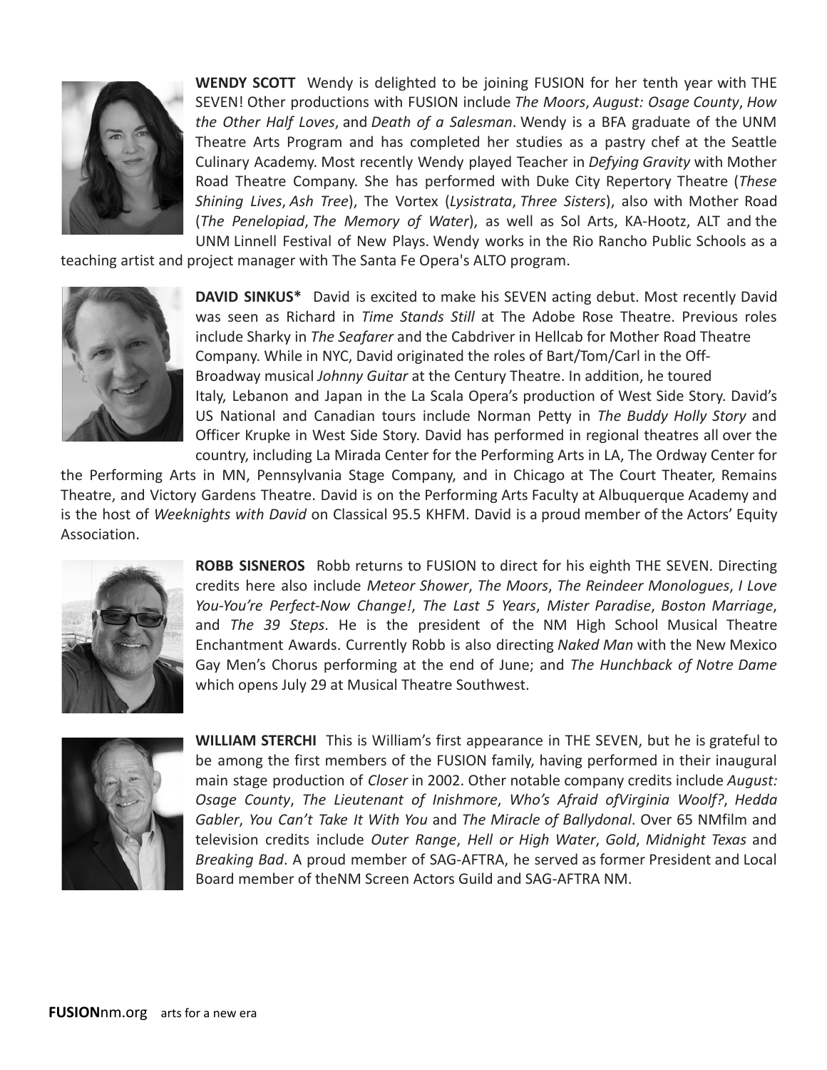**WENDY SCOTT** Wendy is delighted to be joining FUSION for her tenth year with THE SEVEN! Other productions with FUSION include *The Moors*, *August: Osage County*, *How the Other Half Loves*, and *Death of a Salesman*. Wendy is a BFA graduate of the UNM Theatre Arts Program and has completed her studies as a pastry chef at the Seattle Culinary Academy. Most recently Wendy played Teacher in *Defying Gravity* with Mother Road Theatre Company. She has performed with Duke City Repertory Theatre (*These Shining Lives*, *Ash Tree*), The Vortex (*Lysistrata*, *Three Sisters*), also with Mother Road (*The Penelopiad*, *The Memory of Water*), as well as Sol Arts, KA-Hootz, ALT and the UNM Linnell Festival of New Plays. Wendy works in the Rio Rancho Public Schools as a teaching artist and project manager with The Santa Fe Opera's ALTO program.

**DAVID SINKUS*** David is excited to make his SEVEN acting debut. Most recently David was seen as Richard in *Time Stands Still* at The Adobe Rose Theatre. Previous roles include Sharky in *The Seafarer* and the Cabdriver in Hellcab for Mother Road Theatre Company. While in NYC, David originated the roles of Bart/Tom/Carl in the Off-Broadway musical *Johnny Guitar* at the Century Theatre. In addition, he toured Italy, Lebanon and Japan in the La Scala Opera's production of West Side Story. David's US National and Canadian tours include Norman Petty in *The Buddy Holly Story* and Officer Krupke in West Side Story. David has performed in regional theatres all over the country, including La Mirada Center for the Performing Arts in LA, The Ordway Center for the Performing Arts in MN, Pennsylvania Stage Company, and in Chicago at The Court Theater, Remains Theatre, and Victory Gardens Theatre. David is on the Performing Arts Faculty at Albuquerque Academy and is the host of *Weeknights with David* on Classical 95.5 KHFM. David is a proud member of the Actors' Equity Association.

**ROBB SISNEROS** Robb returns to FUSION to direct for his eighth THE SEVEN. Directing credits here also include *Meteor Shower*, *The Moors*, *The Reindeer Monologues*, *I Love You-You're Perfect-Now Change!*, *The Last 5 Years*, *Mister Paradise*, *Boston Marriage*, and *The 39 Steps*. He is the president of the NM High School Musical Theatre Enchantment Awards. Currently Robb is also directing *Naked Man* with the New Mexico Gay Men's Chorus performing at the end of June; and *The Hunchback of Notre Dame* which opens July 29 at Musical Theatre Southwest.

**WILLIAM STERCHI** This is William's first appearance in THE SEVEN, but he is grateful to be among the first members of the FUSION family, having performed in their inaugural main stage production of *Closer* in 2002. Other notable company credits include *August: Osage County*, *The Lieutenant of Inishmore*, *Who's Afraid ofVirginia Woolf?*, *Hedda Gabler*, *You Can't Take It With You* and *The Miracle of Ballydonal*. Over 65 NMfilm and television credits include *Outer Range*, *Hell or High Water*, *Gold*, *Midnight Texas* and *Breaking Bad*. A proud member of SAG-AFTRA, he served as former President and Local Board member of theNM Screen Actors Guild and SAG-AFTRA NM.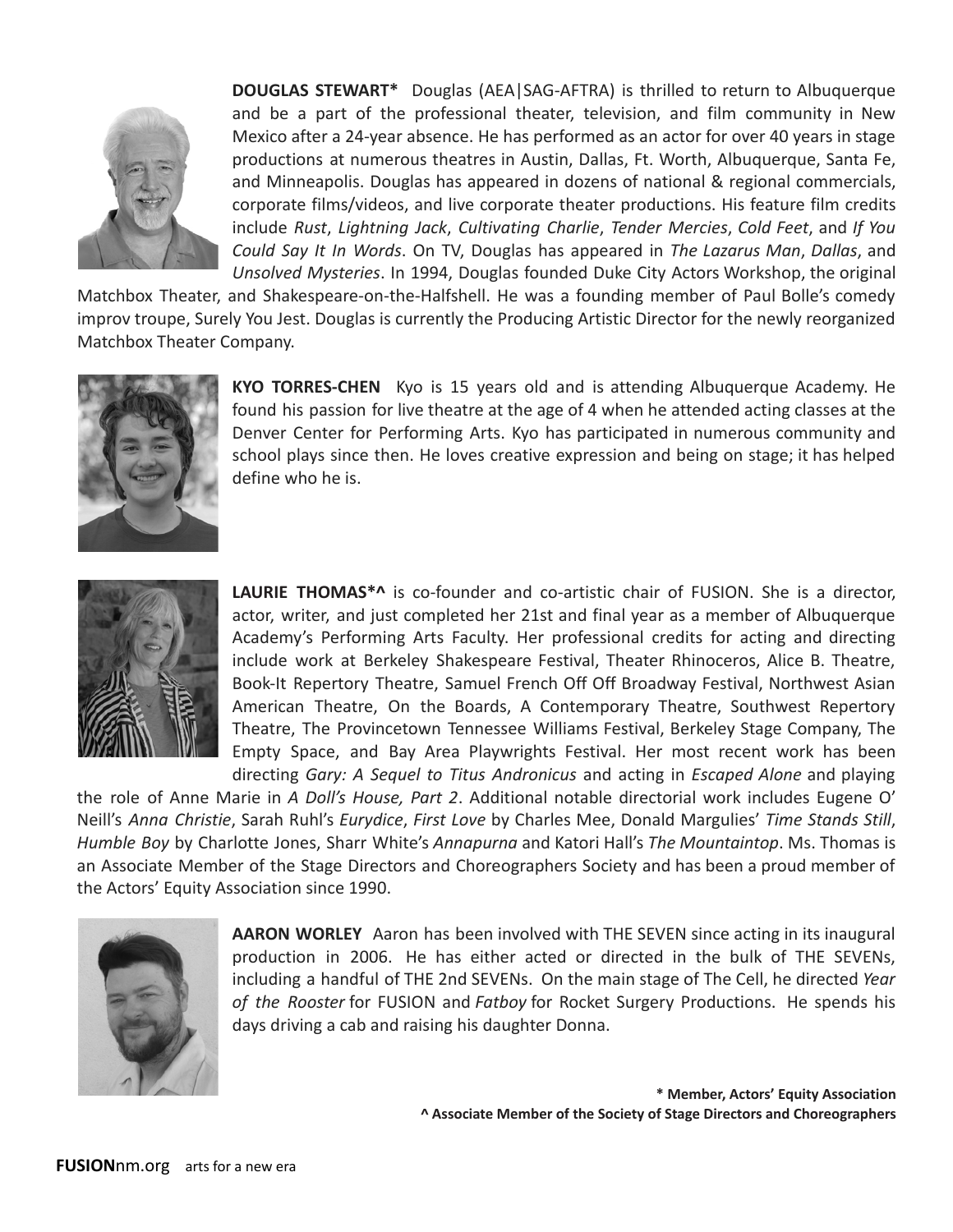**DOUGLAS STEWART*** Douglas (AEA|SAG-AFTRA) is thrilled to return to Albuquerque and be a part of the professional theater, television, and film community in New Mexico after a 24-year absence. He has performed as an actor for over 40 years in stage productions at numerous theatres in Austin, Dallas, Ft. Worth, Albuquerque, Santa Fe, and Minneapolis. Douglas has appeared in dozens of national & regional commercials, corporate films/videos, and live corporate theater productions. His feature film credits include *Rust*, *Lightning Jack*, *Cultivating Charlie*, *Tender Mercies*, *Cold Feet*, and *If You Could Say It In Words*. On TV, Douglas has appeared in *The Lazarus Man*, *Dallas*, and *Unsolved Mysteries*. In 1994, Douglas founded Duke City Actors Workshop, the original Matchbox Theater, and Shakespeare-on-the-Halfshell. He was a founding member of Paul Bolle's comedy improv troupe, Surely You Jest. Douglas is currently the Producing Artistic Director for the newly reorganized Matchbox Theater Company.

**KYO TORRES-CHEN** Kyo is 15 years old and is attending Albuquerque Academy. He found his passion for live theatre at the age of 4 when he attended acting classes at the Denver Center for Performing Arts. Kyo has participated in numerous community and school plays since then. He loves creative expression and being on stage; it has helped define who he is.

**LAURIE THOMAS*^** is co-founder and co-artistic chair of FUSION. She is a director, actor, writer, and just completed her 21st and final year as a member of Albuquerque Academy's Performing Arts Faculty. Her professional credits for acting and directing include work at Berkeley Shakespeare Festival, Theater Rhinoceros, Alice B. Theatre, Book-It Repertory Theatre, Samuel French Off Off Broadway Festival, Northwest Asian American Theatre, On the Boards, A Contemporary Theatre, Southwest Repertory Theatre, The Provincetown Tennessee Williams Festival, Berkeley Stage Company, The Empty Space, and Bay Area Playwrights Festival. Her most recent work has been directing *Gary: A Sequel to Titus Andronicus* and acting in *Escaped Alone* and playing the role of Anne Marie in *A Doll's House, Part 2*. Additional notable directorial work includes Eugene O' Neill's *Anna Christie*, Sarah Ruhl's *Eurydice*, *First Love* by Charles Mee, Donald Margulies' *Time Stands Still*, *Humble Boy* by Charlotte Jones, Sharr White's *Annapurna* and Katori Hall's *The Mountaintop*. Ms. Thomas is an Associate Member of the Stage Directors and Choreographers Society and has been a proud member of the Actors' Equity Association since 1990.

**AARON WORLEY** Aaron has been involved with THE SEVEN since acting in its inaugural production in 2006. He has either acted or directed in the bulk of THE SEVENs, including a handful of THE 2nd SEVENs. On the main stage of The Cell, he directed *Year of the Rooster* for FUSION and *Fatboy* for Rocket Surgery Productions. He spends his days driving a cab and raising his daughter Donna.

**\* Member, Actors' Equity Association**
**^ Associate Member of the Society of Stage Directors and Choreographers**